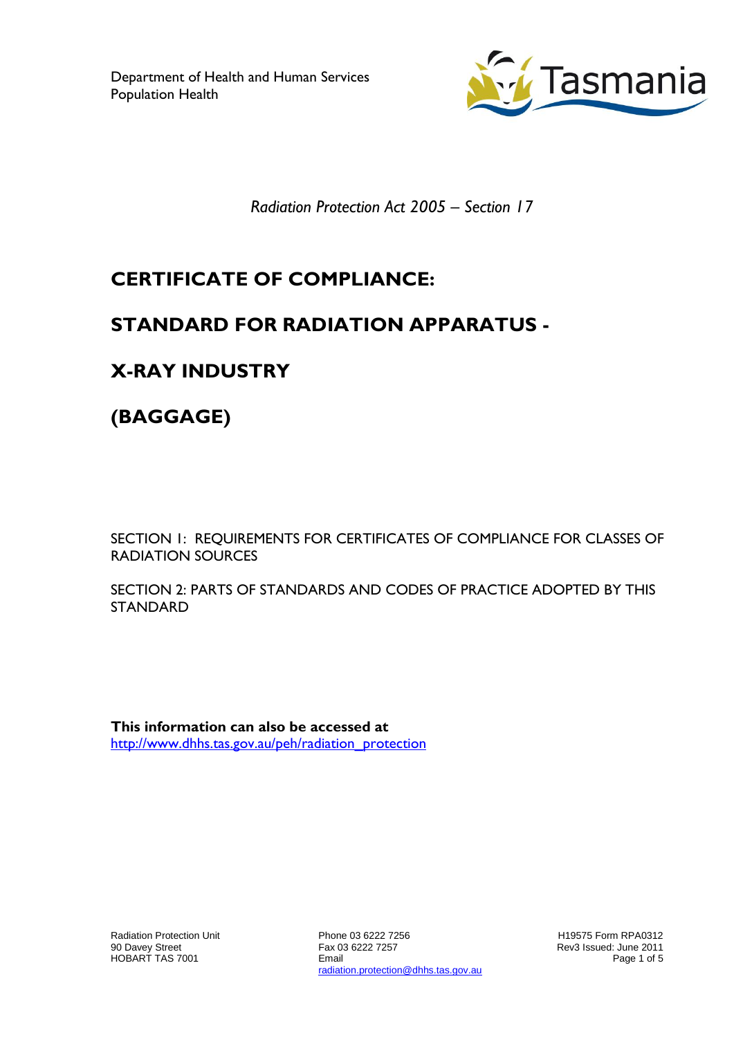Department of Health and Human Services
Population Health

*Radiation Protection Act 2005 – Section 17*

# CERTIFICATE OF COMPLIANCE:

# STANDARD FOR RADIATION APPARATUS -

# X-RAY INDUSTRY

# (BAGGAGE)

SECTION 1: REQUIREMENTS FOR CERTIFICATES OF COMPLIANCE FOR CLASSES OF RADIATION SOURCES

SECTION 2: PARTS OF STANDARDS AND CODES OF PRACTICE ADOPTED BY THIS STANDARD

**This information can also be accessed at**
http://www.dhhs.tas.gov.au/peh/radiation_protection

Radiation Protection Unit
90 Davey Street
HOBART TAS 7001

Phone 03 6222 7256
Fax 03 6222 7257
Email
radiation.protection@dhhs.tas.gov.au

H19575 Form RPA0312
Rev3 Issued: June 2011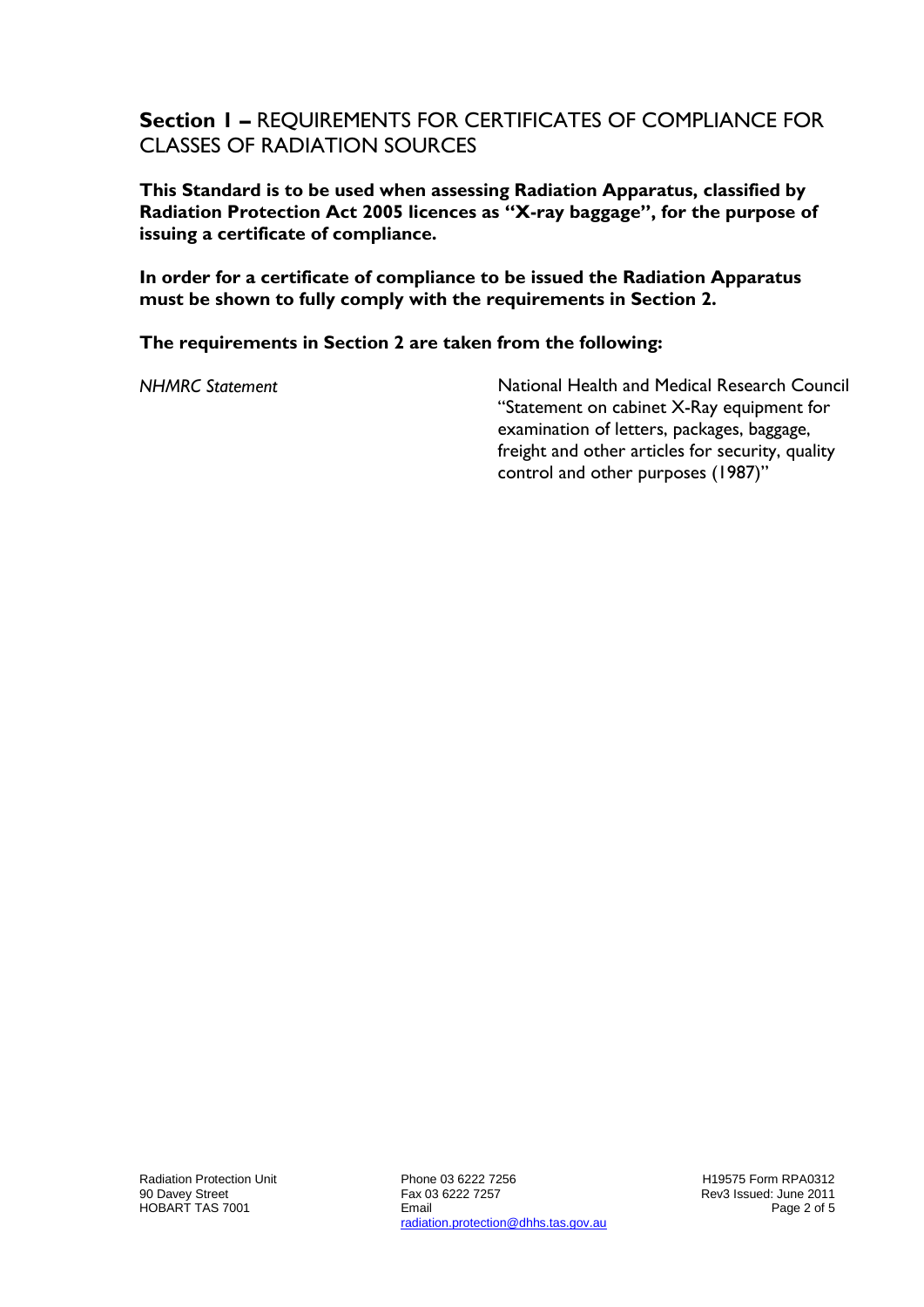## **Section 1 –** REQUIREMENTS FOR CERTIFICATES OF COMPLIANCE FOR CLASSES OF RADIATION SOURCES

**This Standard is to be used when assessing Radiation Apparatus, classified by Radiation Protection Act 2005 licences as "X-ray baggage", for the purpose of issuing a certificate of compliance.**

**In order for a certificate of compliance to be issued the Radiation Apparatus must be shown to fully comply with the requirements in Section 2.**

**The requirements in Section 2 are taken from the following:**

| | |
|---|---|
| *NHMRC Statement* | National Health and Medical Research Council "Statement on cabinet X-Ray equipment for examination of letters, packages, baggage, freight and other articles for security, quality control and other purposes (1987)" |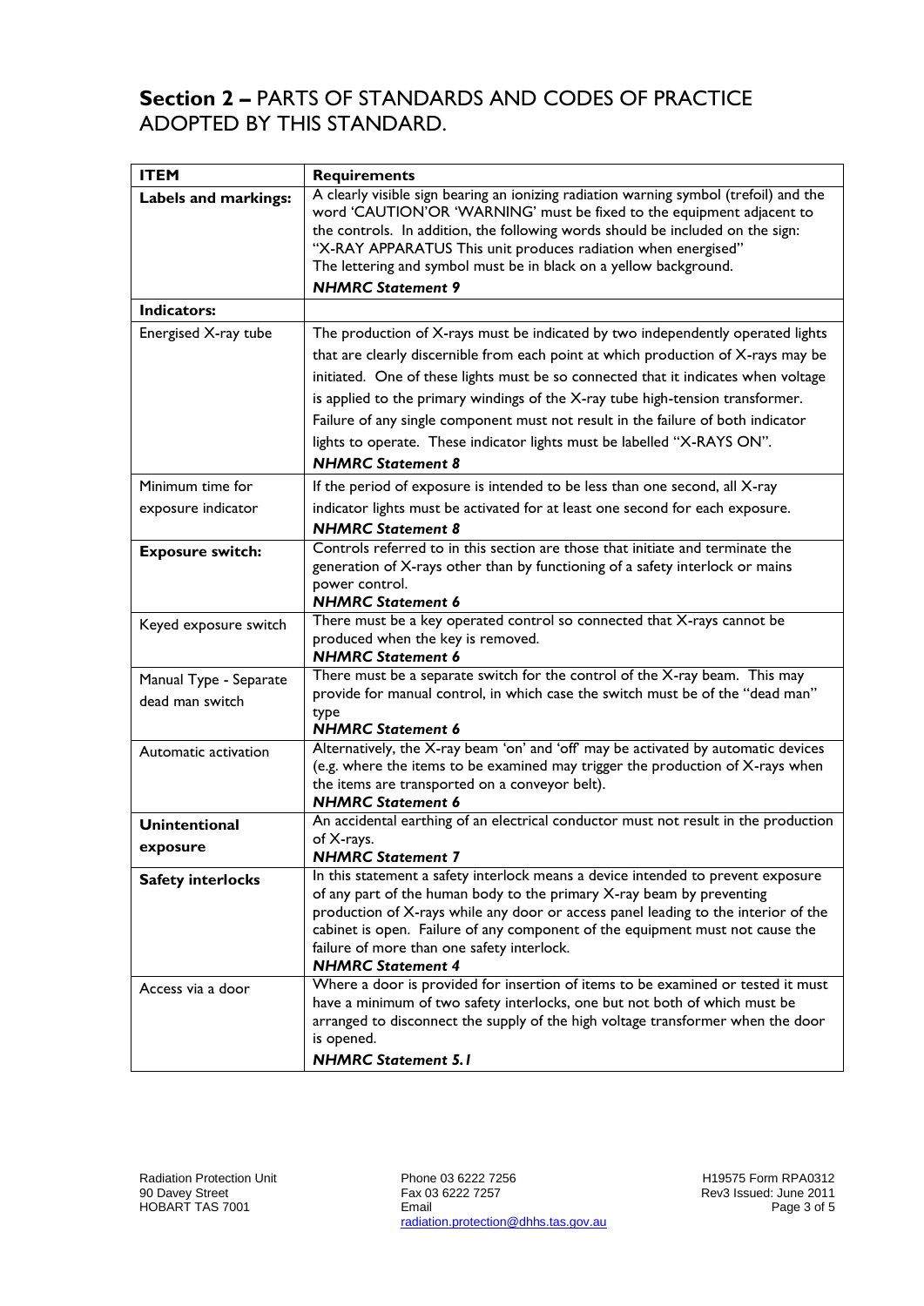## **Section 2 –** PARTS OF STANDARDS AND CODES OF PRACTICE ADOPTED BY THIS STANDARD.

| **ITEM** | **Requirements** |
|---|---|
| **Labels and markings:** | A clearly visible sign bearing an ionizing radiation warning symbol (trefoil) and the word 'CAUTION'OR 'WARNING' must be fixed to the equipment adjacent to the controls. In addition, the following words should be included on the sign: "X-RAY APPARATUS This unit produces radiation when energised" The lettering and symbol must be in black on a yellow background. ***NHMRC Statement 9*** |
| **Indicators:** | |
| Energised X-ray tube | The production of X-rays must be indicated by two independently operated lights that are clearly discernible from each point at which production of X-rays may be initiated. One of these lights must be so connected that it indicates when voltage is applied to the primary windings of the X-ray tube high-tension transformer. Failure of any single component must not result in the failure of both indicator lights to operate. These indicator lights must be labelled "X-RAYS ON". ***NHMRC Statement 8*** |
| Minimum time for exposure indicator | If the period of exposure is intended to be less than one second, all X-ray indicator lights must be activated for at least one second for each exposure. ***NHMRC Statement 8*** |
| **Exposure switch:** | Controls referred to in this section are those that initiate and terminate the generation of X-rays other than by functioning of a safety interlock or mains power control. ***NHMRC Statement 6*** |
| Keyed exposure switch | There must be a key operated control so connected that X-rays cannot be produced when the key is removed. ***NHMRC Statement 6*** |
| Manual Type - Separate dead man switch | There must be a separate switch for the control of the X-ray beam. This may provide for manual control, in which case the switch must be of the "dead man" type ***NHMRC Statement 6*** |
| Automatic activation | Alternatively, the X-ray beam 'on' and 'off' may be activated by automatic devices (e.g. where the items to be examined may trigger the production of X-rays when the items are transported on a conveyor belt). ***NHMRC Statement 6*** |
| **Unintentional exposure** | An accidental earthing of an electrical conductor must not result in the production of X-rays. ***NHMRC Statement 7*** |
| **Safety interlocks** | In this statement a safety interlock means a device intended to prevent exposure of any part of the human body to the primary X-ray beam by preventing production of X-rays while any door or access panel leading to the interior of the cabinet is open. Failure of any component of the equipment must not cause the failure of more than one safety interlock. ***NHMRC Statement 4*** |
| Access via a door | Where a door is provided for insertion of items to be examined or tested it must have a minimum of two safety interlocks, one but not both of which must be arranged to disconnect the supply of the high voltage transformer when the door is opened. ***NHMRC Statement 5.1*** |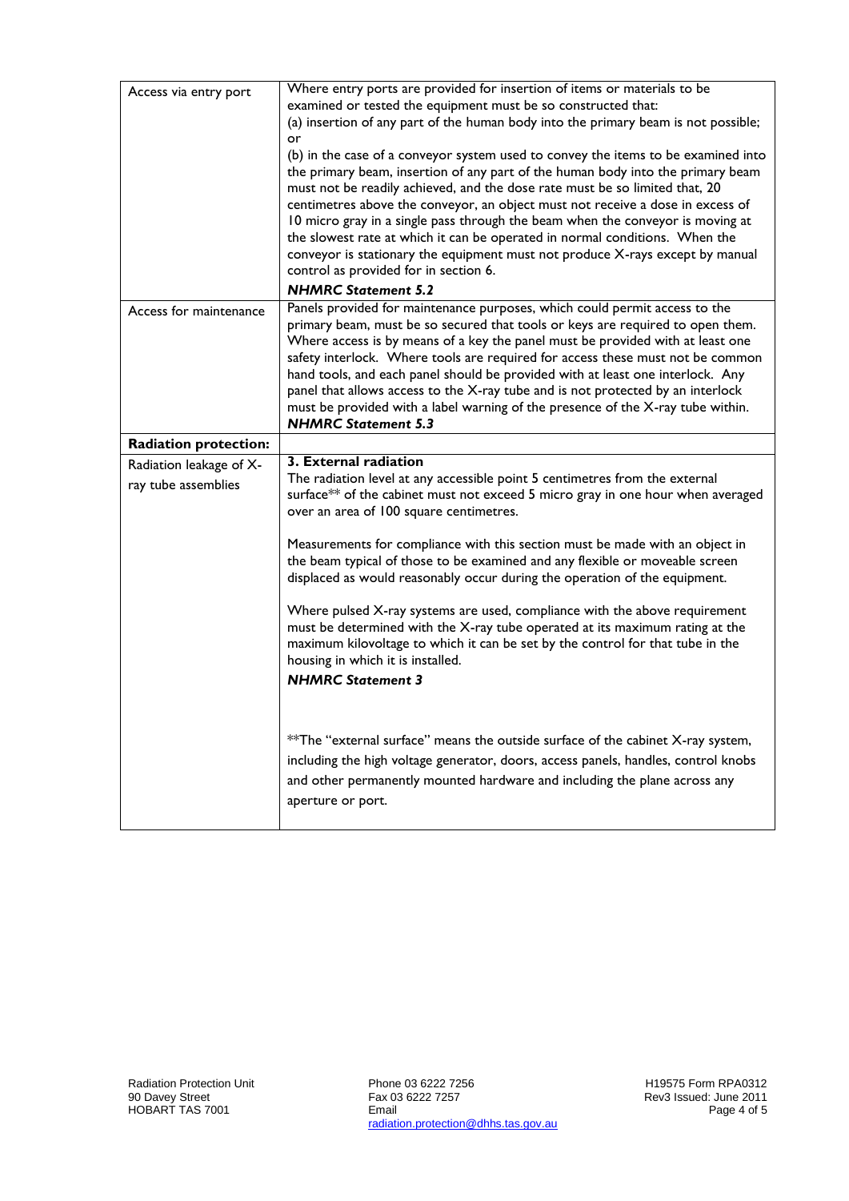| | |
|---|---|
| Access via entry port | Where entry ports are provided for insertion of items or materials to be examined or tested the equipment must be so constructed that:<br>(a) insertion of any part of the human body into the primary beam is not possible; or<br>(b) in the case of a conveyor system used to convey the items to be examined into the primary beam, insertion of any part of the human body into the primary beam must not be readily achieved, and the dose rate must be so limited that, 20 centimetres above the conveyor, an object must not receive a dose in excess of 10 micro gray in a single pass through the beam when the conveyor is moving at the slowest rate at which it can be operated in normal conditions. When the conveyor is stationary the equipment must not produce X-rays except by manual control as provided for in section 6.<br>***NHMRC Statement 5.2*** |
| Access for maintenance | Panels provided for maintenance purposes, which could permit access to the primary beam, must be so secured that tools or keys are required to open them. Where access is by means of a key the panel must be provided with at least one safety interlock. Where tools are required for access these must not be common hand tools, and each panel should be provided with at least one interlock. Any panel that allows access to the X-ray tube and is not protected by an interlock must be provided with a label warning of the presence of the X-ray tube within.<br>***NHMRC Statement 5.3*** |
| **Radiation protection:** | |
| Radiation leakage of X-ray tube assemblies | **3. External radiation**<br>The radiation level at any accessible point 5 centimetres from the external surface** of the cabinet must not exceed 5 micro gray in one hour when averaged over an area of 100 square centimetres.<br><br>Measurements for compliance with this section must be made with an object in the beam typical of those to be examined and any flexible or moveable screen displaced as would reasonably occur during the operation of the equipment.<br><br>Where pulsed X-ray systems are used, compliance with the above requirement must be determined with the X-ray tube operated at its maximum rating at the maximum kilovoltage to which it can be set by the control for that tube in the housing in which it is installed.<br>***NHMRC Statement 3***<br><br>**The "external surface" means the outside surface of the cabinet X-ray system, including the high voltage generator, doors, access panels, handles, control knobs and other permanently mounted hardware and including the plane across any aperture or port. |

Radiation Protection Unit
90 Davey Street
HOBART TAS 7001

Phone 03 6222 7256
Fax 03 6222 7257
Email
radiation.protection@dhhs.tas.gov.au

H19575 Form RPA0312
Rev3 Issued: June 2011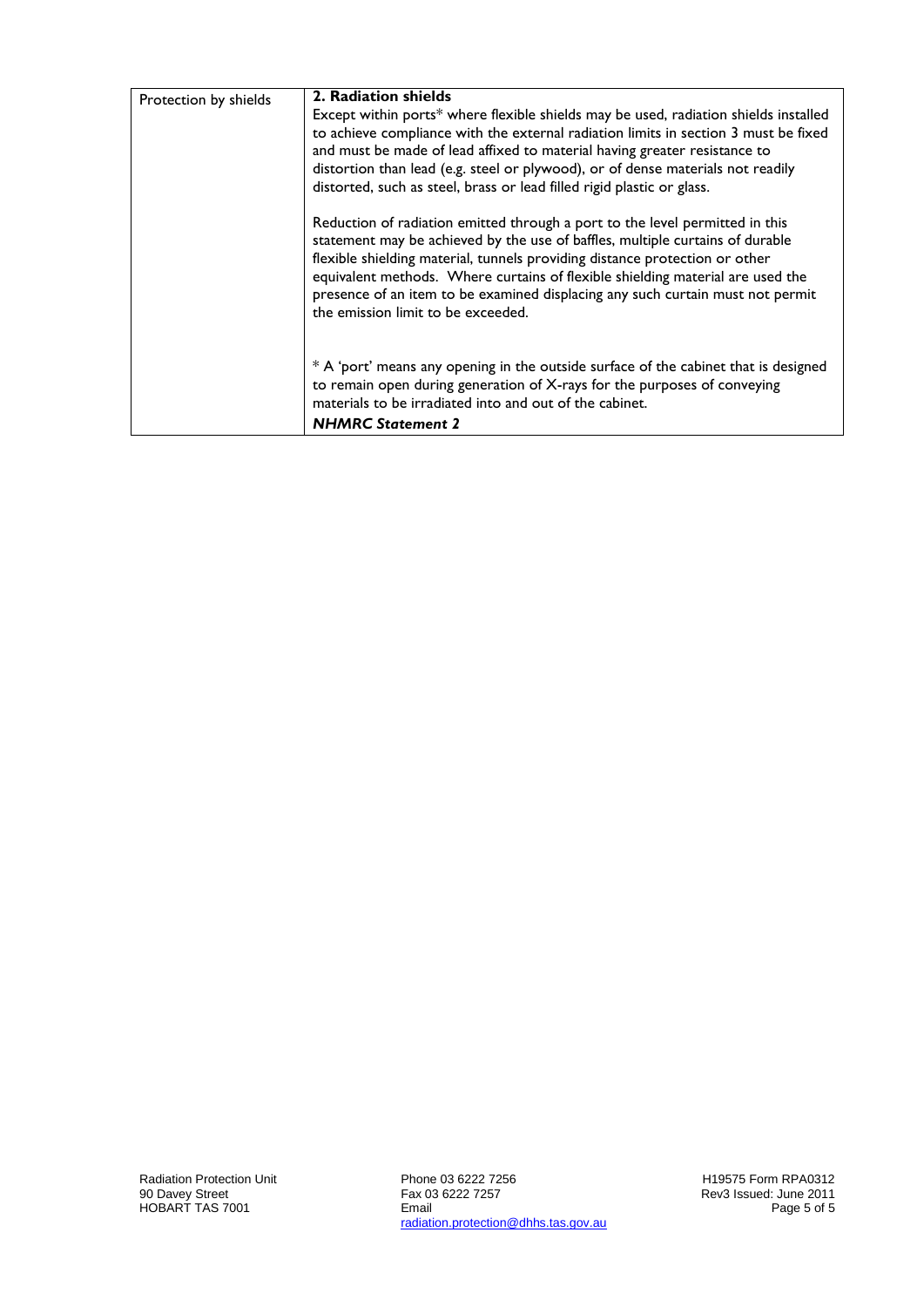| | |
|---|---|
| Protection by shields | **2. Radiation shields**<br>Except within ports* where flexible shields may be used, radiation shields installed to achieve compliance with the external radiation limits in section 3 must be fixed and must be made of lead affixed to material having greater resistance to distortion than lead (e.g. steel or plywood), or of dense materials not readily distorted, such as steel, brass or lead filled rigid plastic or glass.<br><br>Reduction of radiation emitted through a port to the level permitted in this statement may be achieved by the use of baffles, multiple curtains of durable flexible shielding material, tunnels providing distance protection or other equivalent methods. Where curtains of flexible shielding material are used the presence of an item to be examined displacing any such curtain must not permit the emission limit to be exceeded.<br><br>* A 'port' means any opening in the outside surface of the cabinet that is designed to remain open during generation of X-rays for the purposes of conveying materials to be irradiated into and out of the cabinet.<br>***NHMRC Statement 2*** |

Radiation Protection Unit
90 Davey Street
HOBART TAS 7001

Phone 03 6222 7256
Fax 03 6222 7257
Email
radiation.protection@dhhs.tas.gov.au

H19575 Form RPA0312
Rev3 Issued: June 2011